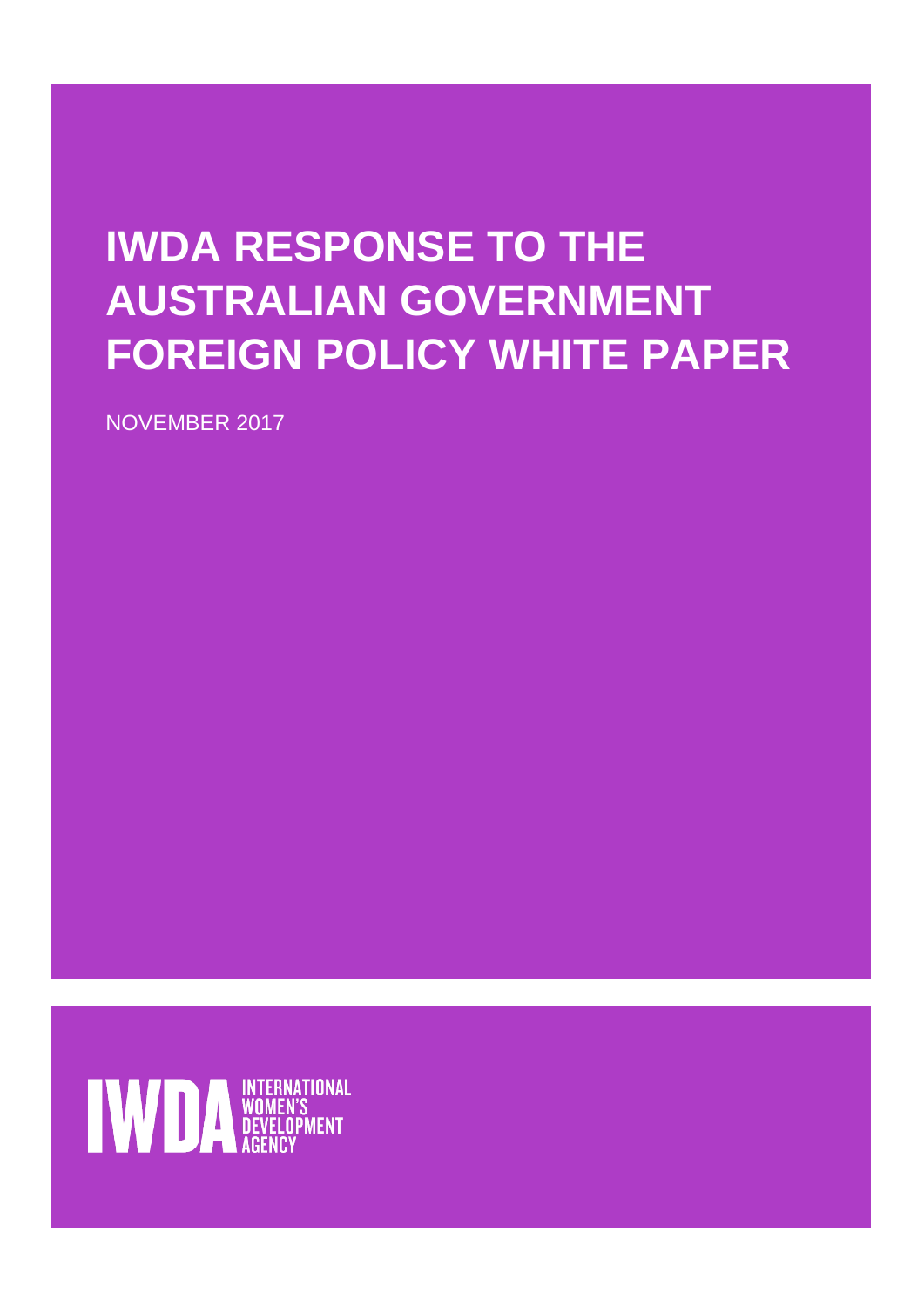# IWDA RESPONSE TO THE AUSTRALIAN GOVERNMENT FOREIGN POLICY WHITE PAPER

NOVEMBER 2017

IWDA INTERNATIONAL WOMEN'S DEVELOPMENT AGENCY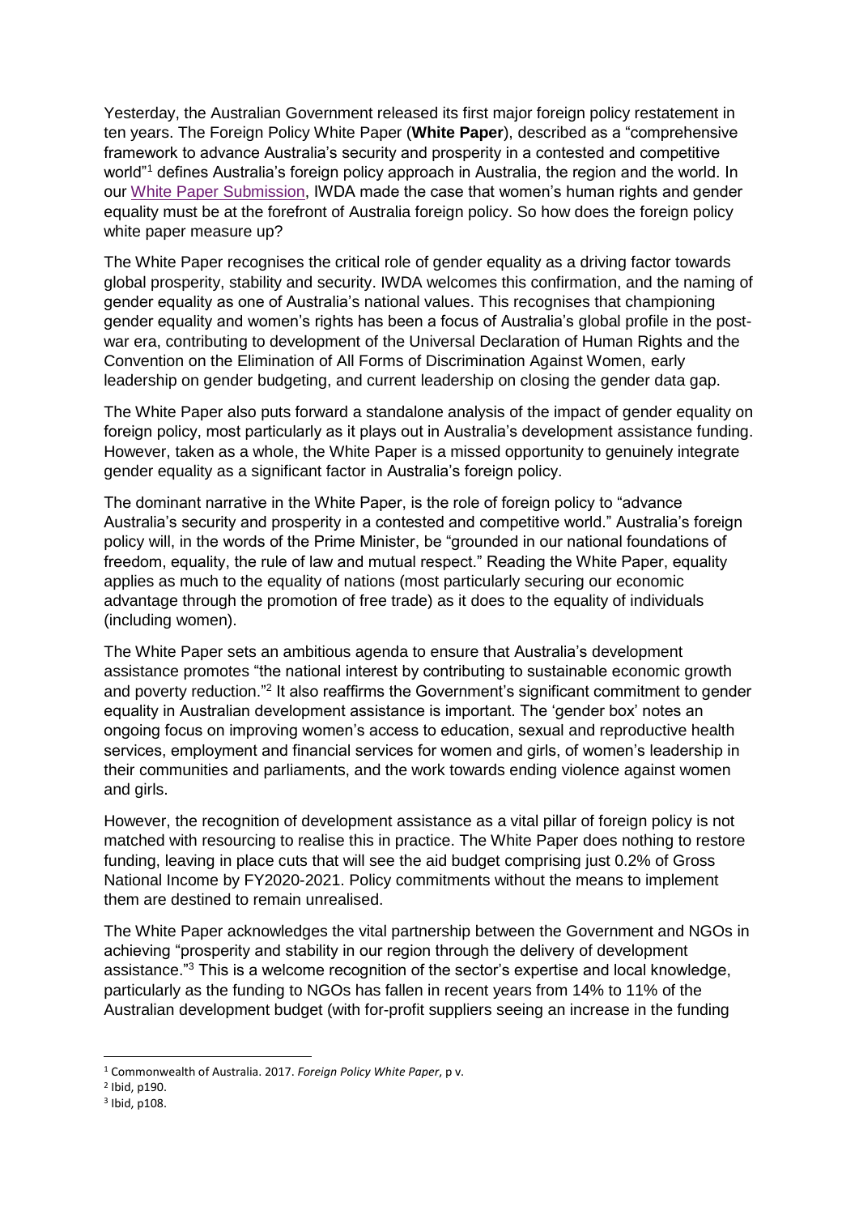Yesterday, the Australian Government released its first major foreign policy restatement in ten years. The Foreign Policy White Paper (**White Paper**), described as a "comprehensive framework to advance Australia's security and prosperity in a contested and competitive world"[1] defines Australia's foreign policy approach in Australia, the region and the world. In our White Paper Submission, IWDA made the case that women's human rights and gender equality must be at the forefront of Australia foreign policy. So how does the foreign policy white paper measure up?

The White Paper recognises the critical role of gender equality as a driving factor towards global prosperity, stability and security. IWDA welcomes this confirmation, and the naming of gender equality as one of Australia's national values. This recognises that championing gender equality and women's rights has been a focus of Australia's global profile in the post-war era, contributing to development of the Universal Declaration of Human Rights and the Convention on the Elimination of All Forms of Discrimination Against Women, early leadership on gender budgeting, and current leadership on closing the gender data gap.

The White Paper also puts forward a standalone analysis of the impact of gender equality on foreign policy, most particularly as it plays out in Australia's development assistance funding. However, taken as a whole, the White Paper is a missed opportunity to genuinely integrate gender equality as a significant factor in Australia's foreign policy.

The dominant narrative in the White Paper, is the role of foreign policy to "advance Australia's security and prosperity in a contested and competitive world." Australia's foreign policy will, in the words of the Prime Minister, be "grounded in our national foundations of freedom, equality, the rule of law and mutual respect." Reading the White Paper, equality applies as much to the equality of nations (most particularly securing our economic advantage through the promotion of free trade) as it does to the equality of individuals (including women).

The White Paper sets an ambitious agenda to ensure that Australia's development assistance promotes "the national interest by contributing to sustainable economic growth and poverty reduction."[2] It also reaffirms the Government's significant commitment to gender equality in Australian development assistance is important. The 'gender box' notes an ongoing focus on improving women's access to education, sexual and reproductive health services, employment and financial services for women and girls, of women's leadership in their communities and parliaments, and the work towards ending violence against women and girls.

However, the recognition of development assistance as a vital pillar of foreign policy is not matched with resourcing to realise this in practice. The White Paper does nothing to restore funding, leaving in place cuts that will see the aid budget comprising just 0.2% of Gross National Income by FY2020-2021. Policy commitments without the means to implement them are destined to remain unrealised.

The White Paper acknowledges the vital partnership between the Government and NGOs in achieving "prosperity and stability in our region through the delivery of development assistance."[3] This is a welcome recognition of the sector's expertise and local knowledge, particularly as the funding to NGOs has fallen in recent years from 14% to 11% of the Australian development budget (with for-profit suppliers seeing an increase in the funding

---

[1] Commonwealth of Australia. 2017. *Foreign Policy White Paper*, p v.

[2] Ibid, p190.

[3] Ibid, p108.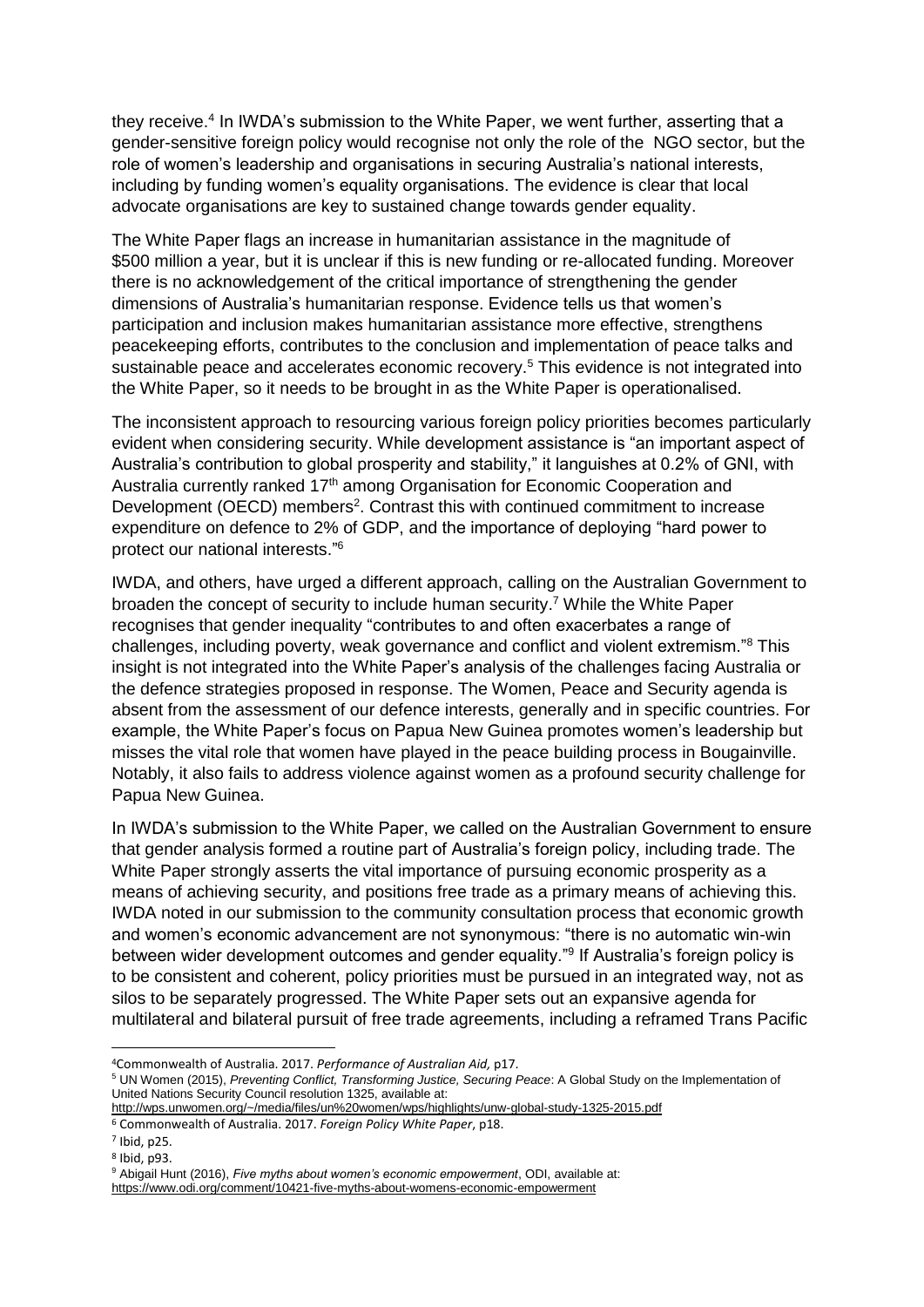they receive.[4] In IWDA's submission to the White Paper, we went further, asserting that a gender-sensitive foreign policy would recognise not only the role of the NGO sector, but the role of women's leadership and organisations in securing Australia's national interests, including by funding women's equality organisations. The evidence is clear that local advocate organisations are key to sustained change towards gender equality.

The White Paper flags an increase in humanitarian assistance in the magnitude of $500 million a year, but it is unclear if this is new funding or re-allocated funding. Moreover there is no acknowledgement of the critical importance of strengthening the gender dimensions of Australia's humanitarian response. Evidence tells us that women's participation and inclusion makes humanitarian assistance more effective, strengthens peacekeeping efforts, contributes to the conclusion and implementation of peace talks and sustainable peace and accelerates economic recovery.[5] This evidence is not integrated into the White Paper, so it needs to be brought in as the White Paper is operationalised.

The inconsistent approach to resourcing various foreign policy priorities becomes particularly evident when considering security. While development assistance is "an important aspect of Australia's contribution to global prosperity and stability," it languishes at 0.2% of GNI, with Australia currently ranked 17th among Organisation for Economic Cooperation and Development (OECD) members[2]. Contrast this with continued commitment to increase expenditure on defence to 2% of GDP, and the importance of deploying "hard power to protect our national interests."[6]

IWDA, and others, have urged a different approach, calling on the Australian Government to broaden the concept of security to include human security.[7] While the White Paper recognises that gender inequality "contributes to and often exacerbates a range of challenges, including poverty, weak governance and conflict and violent extremism."[8] This insight is not integrated into the White Paper's analysis of the challenges facing Australia or the defence strategies proposed in response. The Women, Peace and Security agenda is absent from the assessment of our defence interests, generally and in specific countries. For example, the White Paper's focus on Papua New Guinea promotes women's leadership but misses the vital role that women have played in the peace building process in Bougainville. Notably, it also fails to address violence against women as a profound security challenge for Papua New Guinea.

In IWDA's submission to the White Paper, we called on the Australian Government to ensure that gender analysis formed a routine part of Australia's foreign policy, including trade. The White Paper strongly asserts the vital importance of pursuing economic prosperity as a means of achieving security, and positions free trade as a primary means of achieving this. IWDA noted in our submission to the community consultation process that economic growth and women's economic advancement are not synonymous: "there is no automatic win-win between wider development outcomes and gender equality."[9] If Australia's foreign policy is to be consistent and coherent, policy priorities must be pursued in an integrated way, not as silos to be separately progressed. The White Paper sets out an expansive agenda for multilateral and bilateral pursuit of free trade agreements, including a reframed Trans Pacific

---

[4] Commonwealth of Australia. 2017. *Performance of Australian Aid,* p17.

[5] UN Women (2015), *Preventing Conflict, Transforming Justice, Securing Peace*: A Global Study on the Implementation of United Nations Security Council resolution 1325, available at: http://wps.unwomen.org/~/media/files/un%20women/wps/highlights/unw-global-study-1325-2015.pdf

[6] Commonwealth of Australia. 2017. *Foreign Policy White Paper*, p18.

[7] Ibid, p25.

[8] Ibid, p93.

[9] Abigail Hunt (2016), *Five myths about women's economic empowerment*, ODI, available at: https://www.odi.org/comment/10421-five-myths-about-womens-economic-empowerment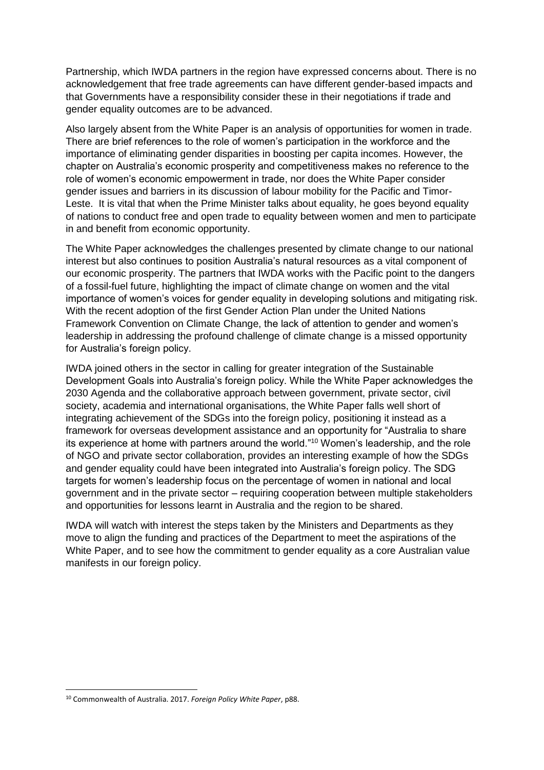Partnership, which IWDA partners in the region have expressed concerns about. There is no acknowledgement that free trade agreements can have different gender-based impacts and that Governments have a responsibility consider these in their negotiations if trade and gender equality outcomes are to be advanced.

Also largely absent from the White Paper is an analysis of opportunities for women in trade. There are brief references to the role of women's participation in the workforce and the importance of eliminating gender disparities in boosting per capita incomes. However, the chapter on Australia's economic prosperity and competitiveness makes no reference to the role of women's economic empowerment in trade, nor does the White Paper consider gender issues and barriers in its discussion of labour mobility for the Pacific and Timor-Leste. It is vital that when the Prime Minister talks about equality, he goes beyond equality of nations to conduct free and open trade to equality between women and men to participate in and benefit from economic opportunity.

The White Paper acknowledges the challenges presented by climate change to our national interest but also continues to position Australia's natural resources as a vital component of our economic prosperity. The partners that IWDA works with the Pacific point to the dangers of a fossil-fuel future, highlighting the impact of climate change on women and the vital importance of women's voices for gender equality in developing solutions and mitigating risk. With the recent adoption of the first Gender Action Plan under the United Nations Framework Convention on Climate Change, the lack of attention to gender and women's leadership in addressing the profound challenge of climate change is a missed opportunity for Australia's foreign policy.

IWDA joined others in the sector in calling for greater integration of the Sustainable Development Goals into Australia's foreign policy. While the White Paper acknowledges the 2030 Agenda and the collaborative approach between government, private sector, civil society, academia and international organisations, the White Paper falls well short of integrating achievement of the SDGs into the foreign policy, positioning it instead as a framework for overseas development assistance and an opportunity for "Australia to share its experience at home with partners around the world."[10] Women's leadership, and the role of NGO and private sector collaboration, provides an interesting example of how the SDGs and gender equality could have been integrated into Australia's foreign policy. The SDG targets for women's leadership focus on the percentage of women in national and local government and in the private sector – requiring cooperation between multiple stakeholders and opportunities for lessons learnt in Australia and the region to be shared.

IWDA will watch with interest the steps taken by the Ministers and Departments as they move to align the funding and practices of the Department to meet the aspirations of the White Paper, and to see how the commitment to gender equality as a core Australian value manifests in our foreign policy.

---

[10] Commonwealth of Australia. 2017. *Foreign Policy White Paper*, p88.